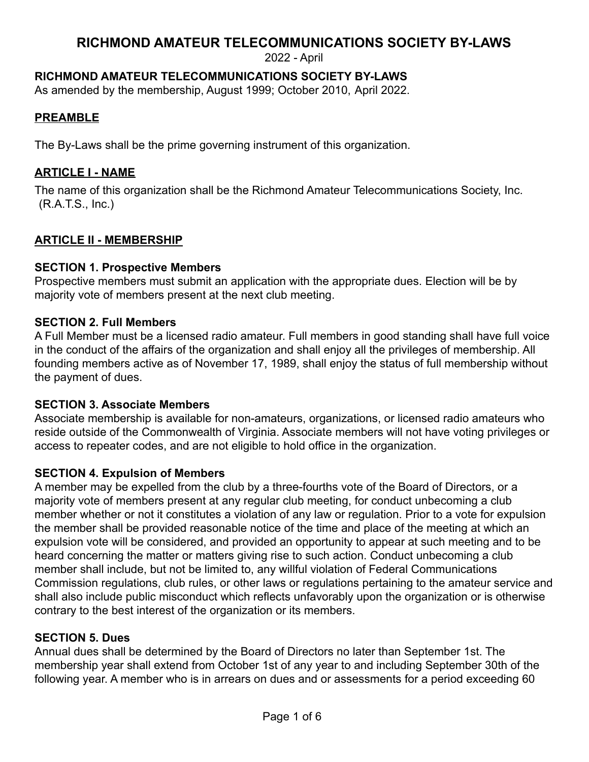# RICHMOND AMATEUR TELECOMMUNICATIONS SOCIETY BY-LAWS

2022 - April

**RICHMOND AMATEUR TELECOMMUNICATIONS SOCIETY BY-LAWS**
As amended by the membership, August 1999; October 2010, April 2022.

## PREAMBLE

The By-Laws shall be the prime governing instrument of this organization.

## ARTICLE I - NAME

The name of this organization shall be the Richmond Amateur Telecommunications Society, Inc. (R.A.T.S., Inc.)

## ARTICLE II - MEMBERSHIP

### SECTION 1. Prospective Members

Prospective members must submit an application with the appropriate dues. Election will be by majority vote of members present at the next club meeting.

### SECTION 2. Full Members

A Full Member must be a licensed radio amateur. Full members in good standing shall have full voice in the conduct of the affairs of the organization and shall enjoy all the privileges of membership. All founding members active as of November 17, 1989, shall enjoy the status of full membership without the payment of dues.

### SECTION 3. Associate Members

Associate membership is available for non-amateurs, organizations, or licensed radio amateurs who reside outside of the Commonwealth of Virginia. Associate members will not have voting privileges or access to repeater codes, and are not eligible to hold office in the organization.

### SECTION 4. Expulsion of Members

A member may be expelled from the club by a three-fourths vote of the Board of Directors, or a majority vote of members present at any regular club meeting, for conduct unbecoming a club member whether or not it constitutes a violation of any law or regulation. Prior to a vote for expulsion the member shall be provided reasonable notice of the time and place of the meeting at which an expulsion vote will be considered, and provided an opportunity to appear at such meeting and to be heard concerning the matter or matters giving rise to such action. Conduct unbecoming a club member shall include, but not be limited to, any willful violation of Federal Communications Commission regulations, club rules, or other laws or regulations pertaining to the amateur service and shall also include public misconduct which reflects unfavorably upon the organization or is otherwise contrary to the best interest of the organization or its members.

### SECTION 5. Dues

Annual dues shall be determined by the Board of Directors no later than September 1st. The membership year shall extend from October 1st of any year to and including September 30th of the following year. A member who is in arrears on dues and or assessments for a period exceeding 60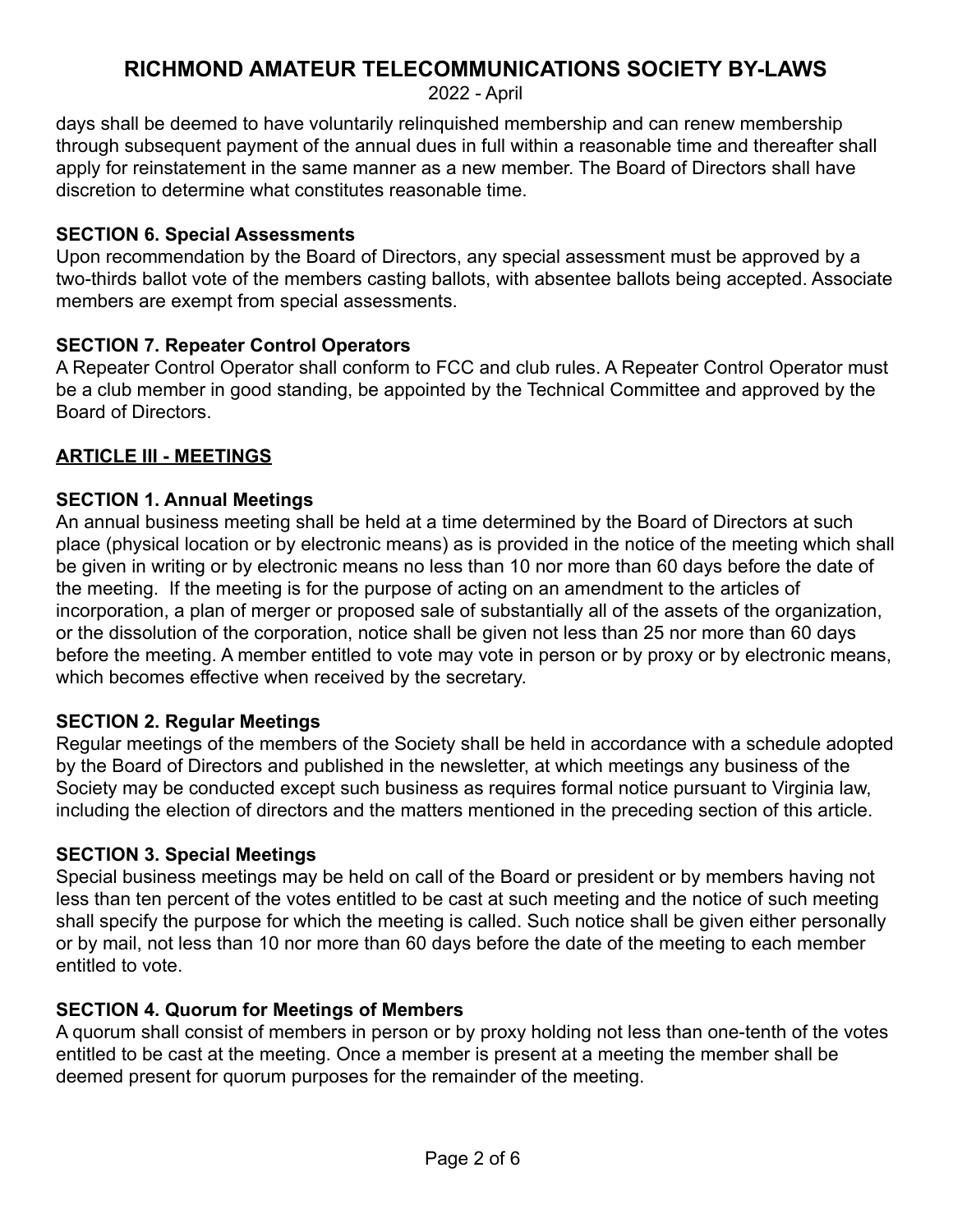days shall be deemed to have voluntarily relinquished membership and can renew membership through subsequent payment of the annual dues in full within a reasonable time and thereafter shall apply for reinstatement in the same manner as a new member. The Board of Directors shall have discretion to determine what constitutes reasonable time.

**SECTION 6. Special Assessments**

Upon recommendation by the Board of Directors, any special assessment must be approved by a two-thirds ballot vote of the members casting ballots, with absentee ballots being accepted. Associate members are exempt from special assessments.

**SECTION 7. Repeater Control Operators**

A Repeater Control Operator shall conform to FCC and club rules. A Repeater Control Operator must be a club member in good standing, be appointed by the Technical Committee and approved by the Board of Directors.

## ARTICLE III - MEETINGS

**SECTION 1. Annual Meetings**

An annual business meeting shall be held at a time determined by the Board of Directors at such place (physical location or by electronic means) as is provided in the notice of the meeting which shall be given in writing or by electronic means no less than 10 nor more than 60 days before the date of the meeting. If the meeting is for the purpose of acting on an amendment to the articles of incorporation, a plan of merger or proposed sale of substantially all of the assets of the organization, or the dissolution of the corporation, notice shall be given not less than 25 nor more than 60 days before the meeting. A member entitled to vote may vote in person or by proxy or by electronic means, which becomes effective when received by the secretary.

**SECTION 2. Regular Meetings**

Regular meetings of the members of the Society shall be held in accordance with a schedule adopted by the Board of Directors and published in the newsletter, at which meetings any business of the Society may be conducted except such business as requires formal notice pursuant to Virginia law, including the election of directors and the matters mentioned in the preceding section of this article.

**SECTION 3. Special Meetings**

Special business meetings may be held on call of the Board or president or by members having not less than ten percent of the votes entitled to be cast at such meeting and the notice of such meeting shall specify the purpose for which the meeting is called. Such notice shall be given either personally or by mail, not less than 10 nor more than 60 days before the date of the meeting to each member entitled to vote.

**SECTION 4. Quorum for Meetings of Members**

A quorum shall consist of members in person or by proxy holding not less than one-tenth of the votes entitled to be cast at the meeting. Once a member is present at a meeting the member shall be deemed present for quorum purposes for the remainder of the meeting.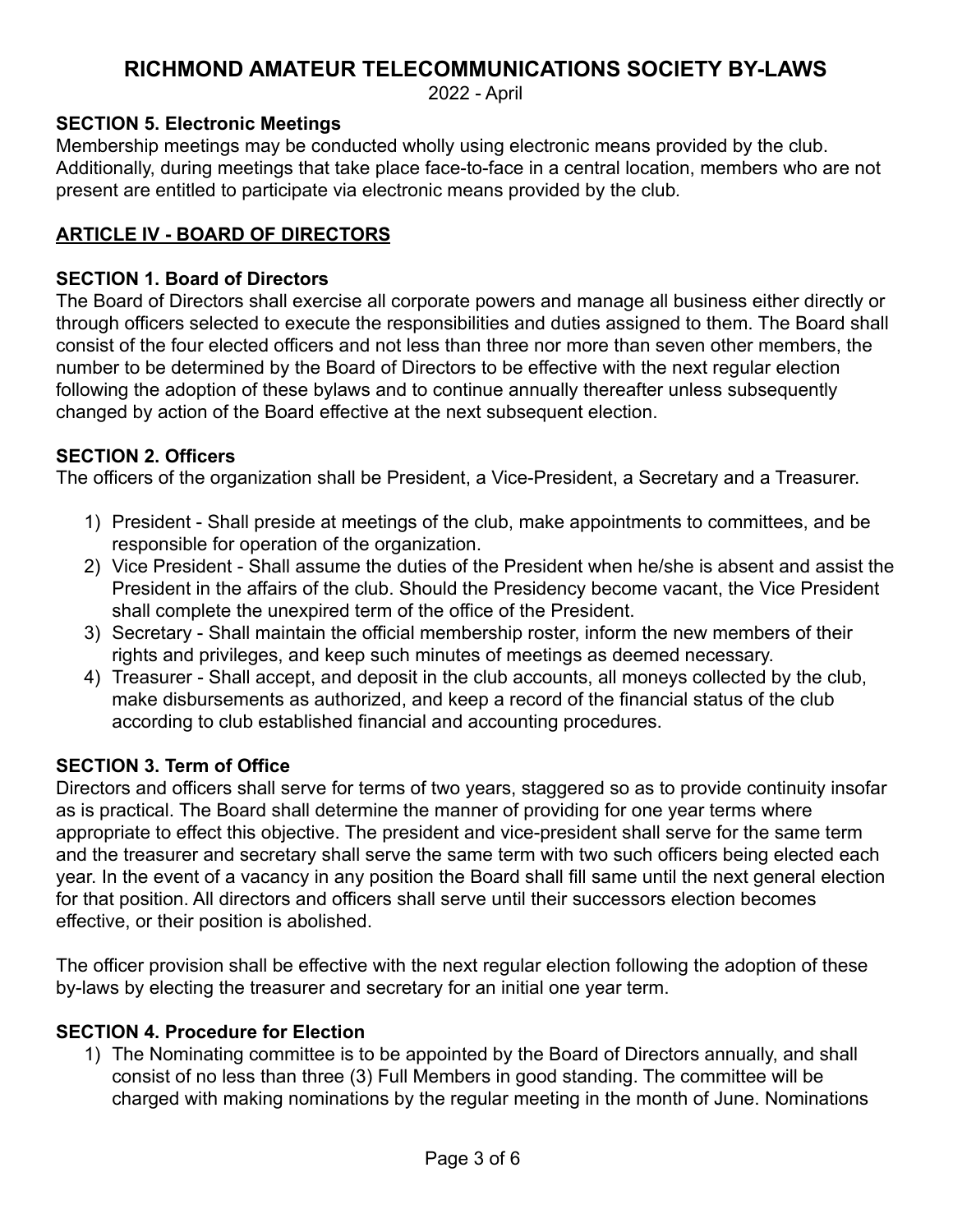### SECTION 5. Electronic Meetings

Membership meetings may be conducted wholly using electronic means provided by the club. Additionally, during meetings that take place face-to-face in a central location, members who are not present are entitled to participate via electronic means provided by the club.

## ARTICLE IV - BOARD OF DIRECTORS

### SECTION 1. Board of Directors

The Board of Directors shall exercise all corporate powers and manage all business either directly or through officers selected to execute the responsibilities and duties assigned to them. The Board shall consist of the four elected officers and not less than three nor more than seven other members, the number to be determined by the Board of Directors to be effective with the next regular election following the adoption of these bylaws and to continue annually thereafter unless subsequently changed by action of the Board effective at the next subsequent election.

### SECTION 2. Officers

The officers of the organization shall be President, a Vice-President, a Secretary and a Treasurer.

1) President - Shall preside at meetings of the club, make appointments to committees, and be responsible for operation of the organization.
2) Vice President - Shall assume the duties of the President when he/she is absent and assist the President in the affairs of the club. Should the Presidency become vacant, the Vice President shall complete the unexpired term of the office of the President.
3) Secretary - Shall maintain the official membership roster, inform the new members of their rights and privileges, and keep such minutes of meetings as deemed necessary.
4) Treasurer - Shall accept, and deposit in the club accounts, all moneys collected by the club, make disbursements as authorized, and keep a record of the financial status of the club according to club established financial and accounting procedures.

### SECTION 3. Term of Office

Directors and officers shall serve for terms of two years, staggered so as to provide continuity insofar as is practical. The Board shall determine the manner of providing for one year terms where appropriate to effect this objective. The president and vice-president shall serve for the same term and the treasurer and secretary shall serve the same term with two such officers being elected each year. In the event of a vacancy in any position the Board shall fill same until the next general election for that position. All directors and officers shall serve until their successors election becomes effective, or their position is abolished.

The officer provision shall be effective with the next regular election following the adoption of these by-laws by electing the treasurer and secretary for an initial one year term.

### SECTION 4. Procedure for Election

1) The Nominating committee is to be appointed by the Board of Directors annually, and shall consist of no less than three (3) Full Members in good standing. The committee will be charged with making nominations by the regular meeting in the month of June. Nominations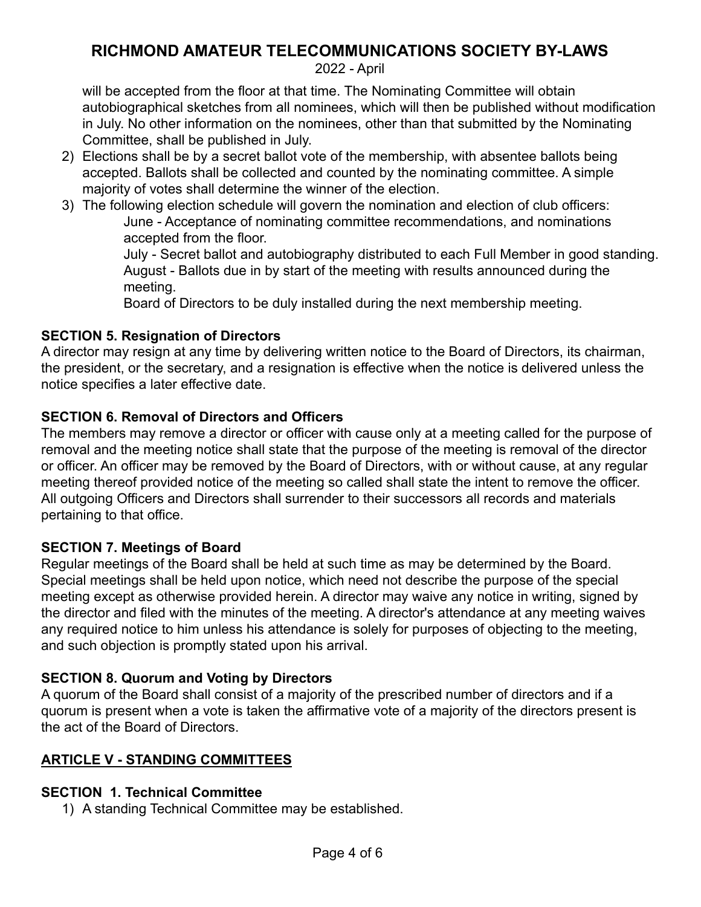will be accepted from the floor at that time. The Nominating Committee will obtain autobiographical sketches from all nominees, which will then be published without modification in July. No other information on the nominees, other than that submitted by the Nominating Committee, shall be published in July.

2) Elections shall be by a secret ballot vote of the membership, with absentee ballots being accepted. Ballots shall be collected and counted by the nominating committee. A simple majority of votes shall determine the winner of the election.
3) The following election schedule will govern the nomination and election of club officers:

   June - Acceptance of nominating committee recommendations, and nominations accepted from the floor.

   July - Secret ballot and autobiography distributed to each Full Member in good standing.

   August - Ballots due in by start of the meeting with results announced during the meeting.

   Board of Directors to be duly installed during the next membership meeting.

### SECTION 5. Resignation of Directors

A director may resign at any time by delivering written notice to the Board of Directors, its chairman, the president, or the secretary, and a resignation is effective when the notice is delivered unless the notice specifies a later effective date.

### SECTION 6. Removal of Directors and Officers

The members may remove a director or officer with cause only at a meeting called for the purpose of removal and the meeting notice shall state that the purpose of the meeting is removal of the director or officer. An officer may be removed by the Board of Directors, with or without cause, at any regular meeting thereof provided notice of the meeting so called shall state the intent to remove the officer. All outgoing Officers and Directors shall surrender to their successors all records and materials pertaining to that office.

### SECTION 7. Meetings of Board

Regular meetings of the Board shall be held at such time as may be determined by the Board. Special meetings shall be held upon notice, which need not describe the purpose of the special meeting except as otherwise provided herein. A director may waive any notice in writing, signed by the director and filed with the minutes of the meeting. A director's attendance at any meeting waives any required notice to him unless his attendance is solely for purposes of objecting to the meeting, and such objection is promptly stated upon his arrival.

### SECTION 8. Quorum and Voting by Directors

A quorum of the Board shall consist of a majority of the prescribed number of directors and if a quorum is present when a vote is taken the affirmative vote of a majority of the directors present is the act of the Board of Directors.

## ARTICLE V - STANDING COMMITTEES

### SECTION 1. Technical Committee

1) A standing Technical Committee may be established.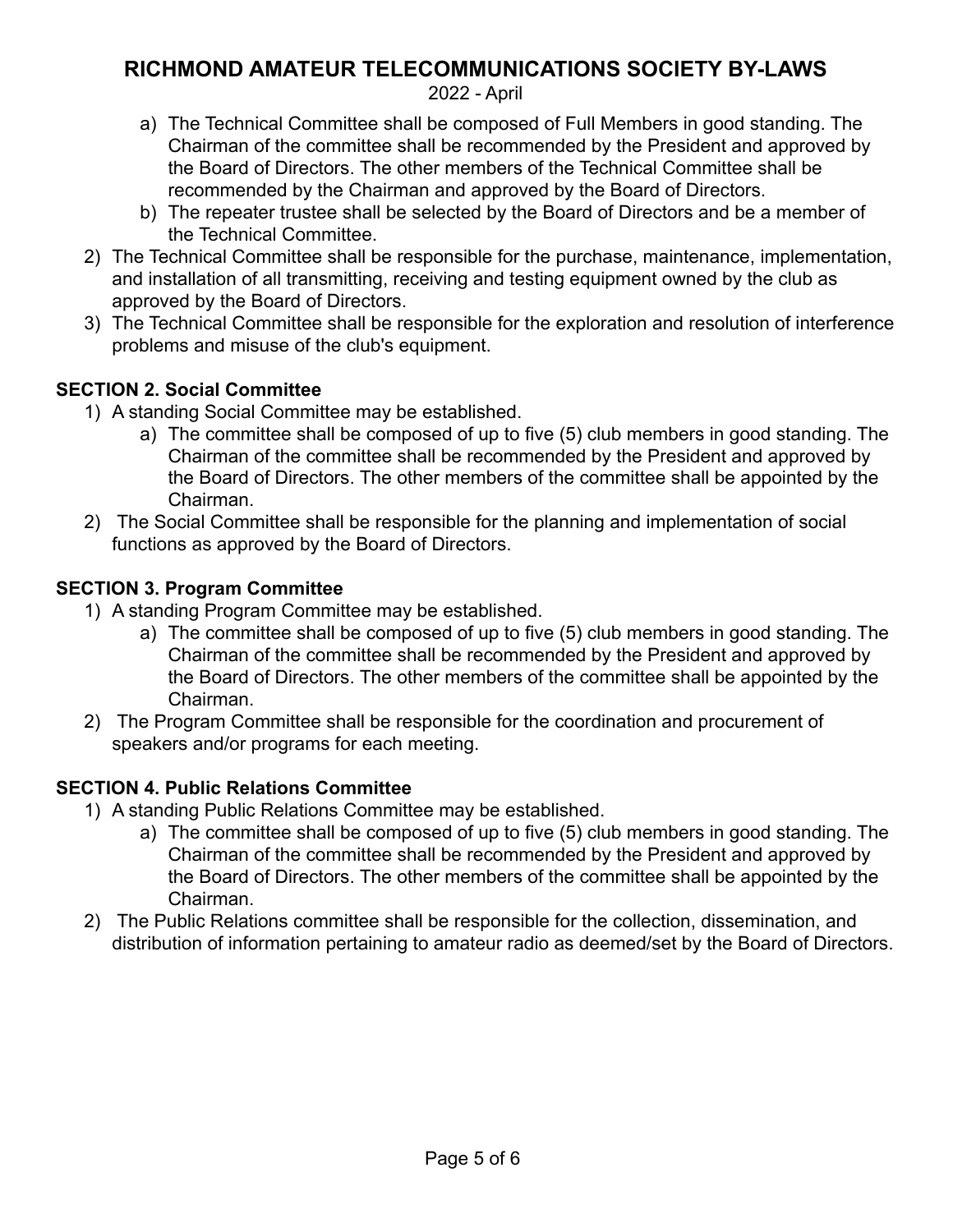a) The Technical Committee shall be composed of Full Members in good standing. The Chairman of the committee shall be recommended by the President and approved by the Board of Directors. The other members of the Technical Committee shall be recommended by the Chairman and approved by the Board of Directors.
   b) The repeater trustee shall be selected by the Board of Directors and be a member of the Technical Committee.
2) The Technical Committee shall be responsible for the purchase, maintenance, implementation, and installation of all transmitting, receiving and testing equipment owned by the club as approved by the Board of Directors.
3) The Technical Committee shall be responsible for the exploration and resolution of interference problems and misuse of the club's equipment.

**SECTION 2. Social Committee**

1) A standing Social Committee may be established.
   a) The committee shall be composed of up to five (5) club members in good standing. The Chairman of the committee shall be recommended by the President and approved by the Board of Directors. The other members of the committee shall be appointed by the Chairman.
2) The Social Committee shall be responsible for the planning and implementation of social functions as approved by the Board of Directors.

**SECTION 3. Program Committee**

1) A standing Program Committee may be established.
   a) The committee shall be composed of up to five (5) club members in good standing. The Chairman of the committee shall be recommended by the President and approved by the Board of Directors. The other members of the committee shall be appointed by the Chairman.
2) The Program Committee shall be responsible for the coordination and procurement of speakers and/or programs for each meeting.

**SECTION 4. Public Relations Committee**

1) A standing Public Relations Committee may be established.
   a) The committee shall be composed of up to five (5) club members in good standing. The Chairman of the committee shall be recommended by the President and approved by the Board of Directors. The other members of the committee shall be appointed by the Chairman.
2) The Public Relations committee shall be responsible for the collection, dissemination, and distribution of information pertaining to amateur radio as deemed/set by the Board of Directors.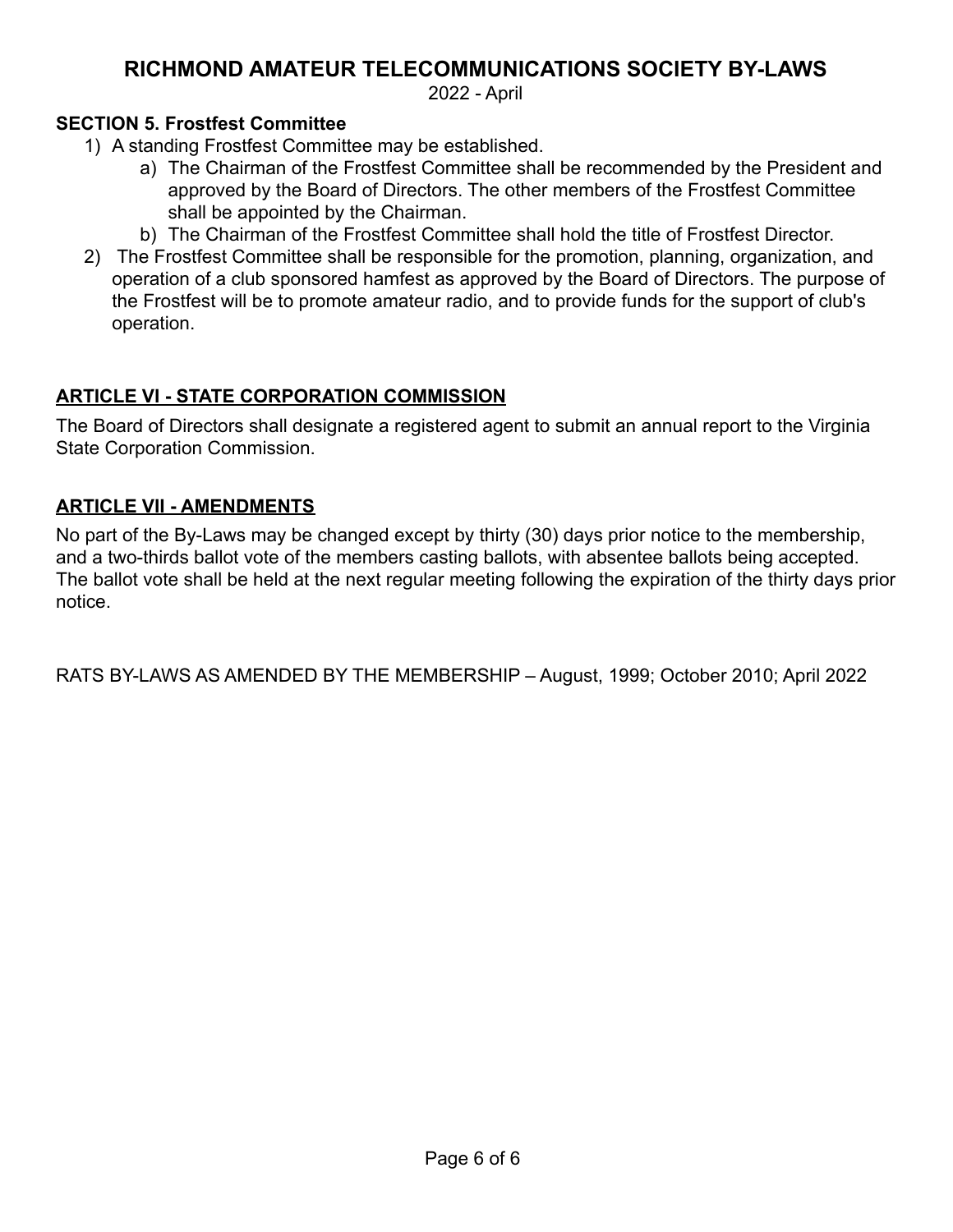### SECTION 5. Frostfest Committee

1) A standing Frostfest Committee may be established.
   a) The Chairman of the Frostfest Committee shall be recommended by the President and approved by the Board of Directors. The other members of the Frostfest Committee shall be appointed by the Chairman.
   b) The Chairman of the Frostfest Committee shall hold the title of Frostfest Director.
2) The Frostfest Committee shall be responsible for the promotion, planning, organization, and operation of a club sponsored hamfest as approved by the Board of Directors. The purpose of the Frostfest will be to promote amateur radio, and to provide funds for the support of club's operation.

## ARTICLE VI - STATE CORPORATION COMMISSION

The Board of Directors shall designate a registered agent to submit an annual report to the Virginia State Corporation Commission.

## ARTICLE VII - AMENDMENTS

No part of the By-Laws may be changed except by thirty (30) days prior notice to the membership, and a two-thirds ballot vote of the members casting ballots, with absentee ballots being accepted. The ballot vote shall be held at the next regular meeting following the expiration of the thirty days prior notice.

RATS BY-LAWS AS AMENDED BY THE MEMBERSHIP – August, 1999; October 2010; April 2022